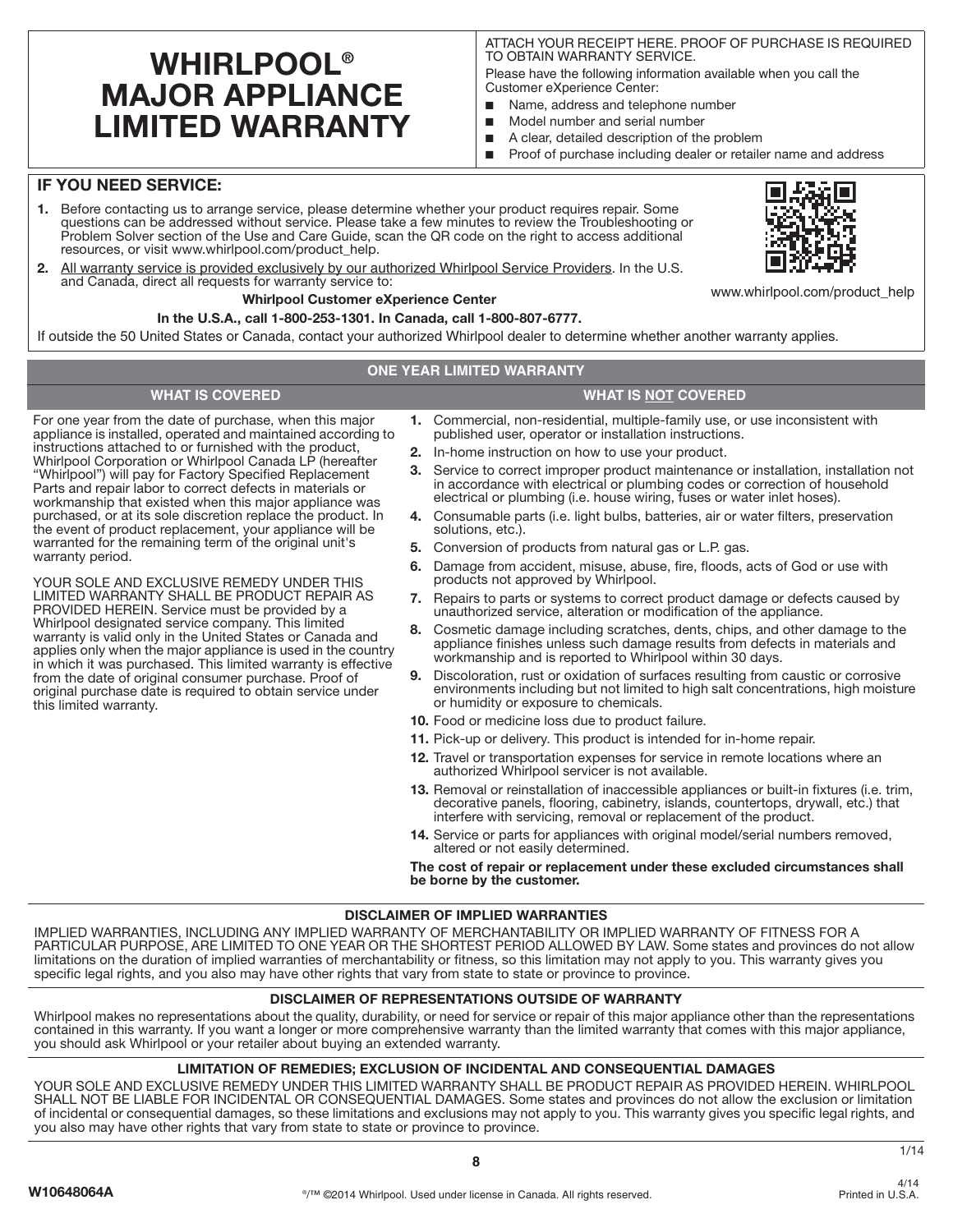# WHIRLPOOL® MAJOR APPLIANCE LIMITED WARRANTY

ATTACH YOUR RECEIPT HERE. PROOF OF PURCHASE IS REQUIRED TO OBTAIN WARRANTY SERVICE.

Please have the following information available when you call the Customer eXperience Center:

- Name, address and telephone number
- Model number and serial number
- A clear, detailed description of the problem
- Proof of purchase including dealer or retailer name and address

## IF YOU NEED SERVICE:

1. Before contacting us to arrange service, please determine whether your product requires repair. Some questions can be addressed without service. Please take a few minutes to review the Troubleshooting or Problem Solver section of the Use and Care Guide, scan the QR code on the right to access additional resources, or visit www.whirlpool.com/product_help.
2. All warranty service is provided exclusively by our authorized Whirlpool Service Providers. In the U.S. and Canada, direct all requests for warranty service to:

**Whirlpool Customer eXperience Center**

**In the U.S.A., call 1-800-253-1301. In Canada, call 1-800-807-6777.**

www.whirlpool.com/product_help

If outside the 50 United States or Canada, contact your authorized Whirlpool dealer to determine whether another warranty applies.

## ONE YEAR LIMITED WARRANTY

### WHAT IS COVERED

For one year from the date of purchase, when this major appliance is installed, operated and maintained according to instructions attached to or furnished with the product, Whirlpool Corporation or Whirlpool Canada LP (hereafter "Whirlpool") will pay for Factory Specified Replacement Parts and repair labor to correct defects in materials or workmanship that existed when this major appliance was purchased, or at its sole discretion replace the product. In the event of product replacement, your appliance will be warranted for the remaining term of the original unit's warranty period.

YOUR SOLE AND EXCLUSIVE REMEDY UNDER THIS LIMITED WARRANTY SHALL BE PRODUCT REPAIR AS PROVIDED HEREIN. Service must be provided by a Whirlpool designated service company. This limited warranty is valid only in the United States or Canada and applies only when the major appliance is used in the country in which it was purchased. This limited warranty is effective from the date of original consumer purchase. Proof of original purchase date is required to obtain service under this limited warranty.

### WHAT IS NOT COVERED

1. Commercial, non-residential, multiple-family use, or use inconsistent with published user, operator or installation instructions.
2. In-home instruction on how to use your product.
3. Service to correct improper product maintenance or installation, installation not in accordance with electrical or plumbing codes or correction of household electrical or plumbing (i.e. house wiring, fuses or water inlet hoses).
4. Consumable parts (i.e. light bulbs, batteries, air or water filters, preservation solutions, etc.).
5. Conversion of products from natural gas or L.P. gas.
6. Damage from accident, misuse, abuse, fire, floods, acts of God or use with products not approved by Whirlpool.
7. Repairs to parts or systems to correct product damage or defects caused by unauthorized service, alteration or modification of the appliance.
8. Cosmetic damage including scratches, dents, chips, and other damage to the appliance finishes unless such damage results from defects in materials and workmanship and is reported to Whirlpool within 30 days.
9. Discoloration, rust or oxidation of surfaces resulting from caustic or corrosive environments including but not limited to high salt concentrations, high moisture or humidity or exposure to chemicals.
10. Food or medicine loss due to product failure.
11. Pick-up or delivery. This product is intended for in-home repair.
12. Travel or transportation expenses for service in remote locations where an authorized Whirlpool servicer is not available.
13. Removal or reinstallation of inaccessible appliances or built-in fixtures (i.e. trim, decorative panels, flooring, cabinetry, islands, countertops, drywall, etc.) that interfere with servicing, removal or replacement of the product.
14. Service or parts for appliances with original model/serial numbers removed, altered or not easily determined.

**The cost of repair or replacement under these excluded circumstances shall be borne by the customer.**

### DISCLAIMER OF IMPLIED WARRANTIES

IMPLIED WARRANTIES, INCLUDING ANY IMPLIED WARRANTY OF MERCHANTABILITY OR IMPLIED WARRANTY OF FITNESS FOR A PARTICULAR PURPOSE, ARE LIMITED TO ONE YEAR OR THE SHORTEST PERIOD ALLOWED BY LAW. Some states and provinces do not allow limitations on the duration of implied warranties of merchantability or fitness, so this limitation may not apply to you. This warranty gives you specific legal rights, and you also may have other rights that vary from state to state or province to province.

### DISCLAIMER OF REPRESENTATIONS OUTSIDE OF WARRANTY

Whirlpool makes no representations about the quality, durability, or need for service or repair of this major appliance other than the representations contained in this warranty. If you want a longer or more comprehensive warranty than the limited warranty that comes with this major appliance, you should ask Whirlpool or your retailer about buying an extended warranty.

### LIMITATION OF REMEDIES; EXCLUSION OF INCIDENTAL AND CONSEQUENTIAL DAMAGES

YOUR SOLE AND EXCLUSIVE REMEDY UNDER THIS LIMITED WARRANTY SHALL BE PRODUCT REPAIR AS PROVIDED HEREIN. WHIRLPOOL SHALL NOT BE LIABLE FOR INCIDENTAL OR CONSEQUENTIAL DAMAGES. Some states and provinces do not allow the exclusion or limitation of incidental or consequential damages, so these limitations and exclusions may not apply to you. This warranty gives you specific legal rights, and you also may have other rights that vary from state to state or province to province.

1/14

W10648064A

®/™ ©2014 Whirlpool. Used under license in Canada. All rights reserved.

4/14
Printed in U.S.A.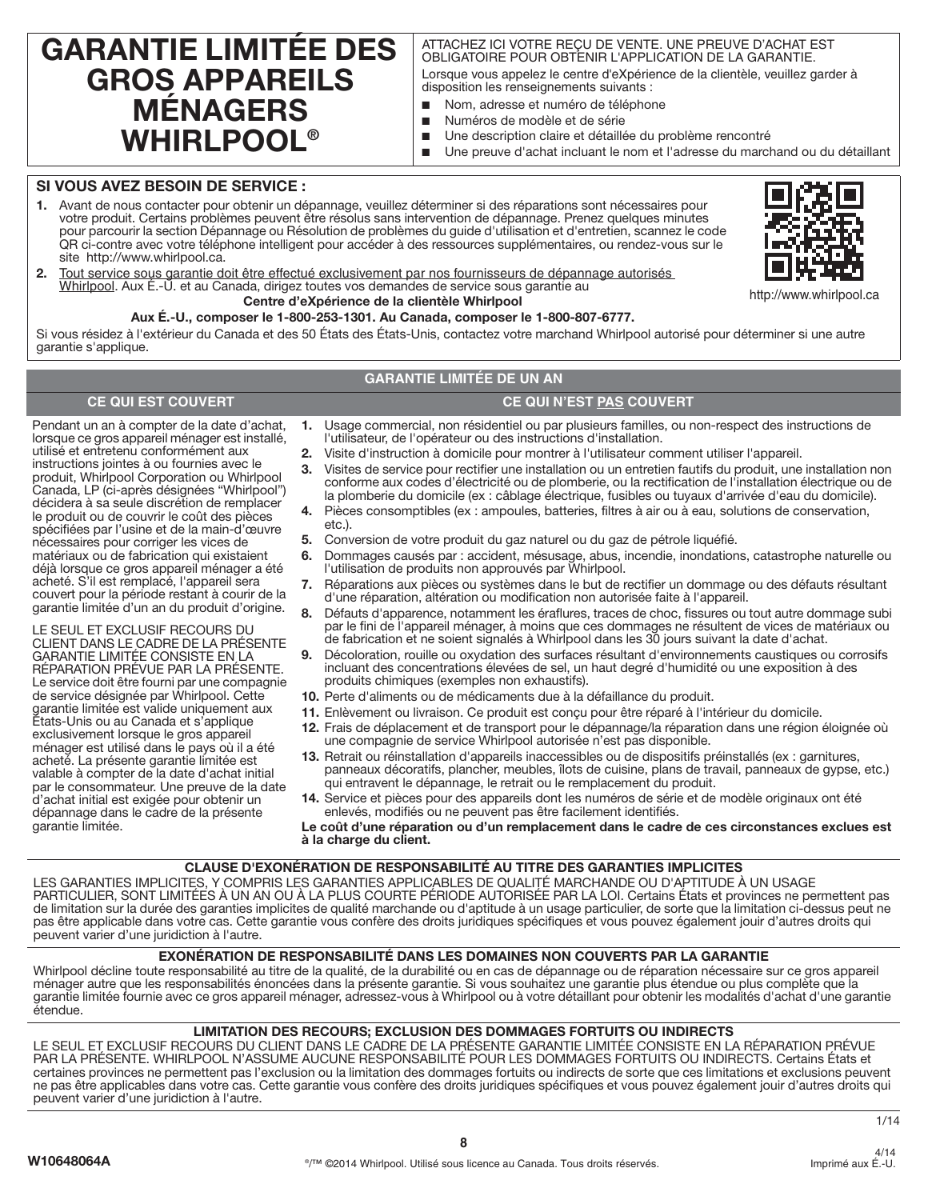# GARANTIE LIMITÉE DES GROS APPAREILS MÉNAGERS WHIRLPOOL®

ATTACHEZ ICI VOTRE REÇU DE VENTE. UNE PREUVE D'ACHAT EST OBLIGATOIRE POUR OBTENIR L'APPLICATION DE LA GARANTIE.

Lorsque vous appelez le centre d'eXpérience de la clientèle, veuillez garder à disposition les renseignements suivants :

- Nom, adresse et numéro de téléphone
- Numéros de modèle et de série
- Une description claire et détaillée du problème rencontré
- Une preuve d'achat incluant le nom et l'adresse du marchand ou du détaillant

## SI VOUS AVEZ BESOIN DE SERVICE :

1. Avant de nous contacter pour obtenir un dépannage, veuillez déterminer si des réparations sont nécessaires pour votre produit. Certains problèmes peuvent être résolus sans intervention de dépannage. Prenez quelques minutes pour parcourir la section Dépannage ou Résolution de problèmes du guide d'utilisation et d'entretien, scannez le code QR ci-contre avec votre téléphone intelligent pour accéder à des ressources supplémentaires, ou rendez-vous sur le site http://www.whirlpool.ca.
2. Tout service sous garantie doit être effectué exclusivement par nos fournisseurs de dépannage autorisés Whirlpool. Aux É.-U. et au Canada, dirigez toutes vos demandes de service sous garantie au

**Centre d'eXpérience de la clientèle Whirlpool**

**Aux É.-U., composer le 1-800-253-1301. Au Canada, composer le 1-800-807-6777.**

http://www.whirlpool.ca

Si vous résidez à l'extérieur du Canada et des 50 États des États-Unis, contactez votre marchand Whirlpool autorisé pour déterminer si une autre garantie s'applique.

## GARANTIE LIMITÉE DE UN AN

### CE QUI EST COUVERT

Pendant un an à compter de la date d'achat, lorsque ce gros appareil ménager est installé, utilisé et entretenu conformément aux instructions jointes à ou fournies avec le produit, Whirlpool Corporation ou Whirlpool Canada, LP (ci-après désignées "Whirlpool") décidera à sa seule discrétion de remplacer le produit ou de couvrir le coût des pièces spécifiées par l'usine et de la main-d'œuvre nécessaires pour corriger les vices de matériaux ou de fabrication qui existaient déjà lorsque ce gros appareil ménager a été acheté. S'il est remplacé, l'appareil sera couvert pour la période restant à courir de la garantie limitée d'un an du produit d'origine.

LE SEUL ET EXCLUSIF RECOURS DU CLIENT DANS LE CADRE DE LA PRÉSENTE GARANTIE LIMITÉE CONSISTE EN LA RÉPARATION PRÉVUE PAR LA PRÉSENTE. Le service doit être fourni par une compagnie de service désignée par Whirlpool. Cette garantie limitée est valide uniquement aux États-Unis ou au Canada et s'applique exclusivement lorsque le gros appareil ménager est utilisé dans le pays où il a été acheté. La présente garantie limitée est valable à compter de la date d'achat initial par le consommateur. Une preuve de la date d'achat initial est exigée pour obtenir un dépannage dans le cadre de la présente garantie limitée.

### CE QUI N'EST PAS COUVERT

1. Usage commercial, non résidentiel ou par plusieurs familles, ou non-respect des instructions de l'utilisateur, de l'opérateur ou des instructions d'installation.
2. Visite d'instruction à domicile pour montrer à l'utilisateur comment utiliser l'appareil.
3. Visites de service pour rectifier une installation ou un entretien fautifs du produit, une installation non conforme aux codes d'électricité ou de plomberie, ou la rectification de l'installation électrique ou de la plomberie du domicile (ex : câblage électrique, fusibles ou tuyaux d'arrivée d'eau du domicile).
4. Pièces consomptibles (ex : ampoules, batteries, filtres à air ou à eau, solutions de conservation, etc.).
5. Conversion de votre produit du gaz naturel ou du gaz de pétrole liquéfié.
6. Dommages causés par : accident, mésusage, abus, incendie, inondations, catastrophe naturelle ou l'utilisation de produits non approuvés par Whirlpool.
7. Réparations aux pièces ou systèmes dans le but de rectifier un dommage ou des défauts résultant d'une réparation, altération ou modification non autorisée faite à l'appareil.
8. Défauts d'apparence, notamment les éraflures, traces de choc, fissures ou tout autre dommage subi par le fini de l'appareil ménager, à moins que ces dommages ne résultent de vices de matériaux ou de fabrication et ne soient signalés à Whirlpool dans les 30 jours suivant la date d'achat.
9. Décoloration, rouille ou oxydation des surfaces résultant d'environnements caustiques ou corrosifs incluant des concentrations élevées de sel, un haut degré d'humidité ou une exposition à des produits chimiques (exemples non exhaustifs).
10. Perte d'aliments ou de médicaments due à la défaillance du produit.
11. Enlèvement ou livraison. Ce produit est conçu pour être réparé à l'intérieur du domicile.
12. Frais de déplacement et de transport pour le dépannage/la réparation dans une région éloignée où une compagnie de service Whirlpool autorisée n'est pas disponible.
13. Retrait ou réinstallation d'appareils inaccessibles ou de dispositifs préinstallés (ex : garnitures, panneaux décoratifs, plancher, meubles, îlots de cuisine, plans de travail, panneaux de gypse, etc.) qui entravent le dépannage, le retrait ou le remplacement du produit.
14. Service et pièces pour des appareils dont les numéros de série et de modèle originaux ont été enlevés, modifiés ou ne peuvent pas être facilement identifiés.

**Le coût d'une réparation ou d'un remplacement dans le cadre de ces circonstances exclues est à la charge du client.**

### CLAUSE D'EXONÉRATION DE RESPONSABILITÉ AU TITRE DES GARANTIES IMPLICITES

LES GARANTIES IMPLICITES, Y COMPRIS LES GARANTIES APPLICABLES DE QUALITÉ MARCHANDE OU D'APTITUDE À UN USAGE PARTICULIER, SONT LIMITÉES À UN AN OU À LA PLUS COURTE PÉRIODE AUTORISÉE PAR LA LOI. Certains États et provinces ne permettent pas de limitation sur la durée des garanties implicites de qualité marchande ou d'aptitude à un usage particulier, de sorte que la limitation ci-dessus peut ne pas être applicable dans votre cas. Cette garantie vous confère des droits juridiques spécifiques et vous pouvez également jouir d'autres droits qui peuvent varier d'une juridiction à l'autre.

### EXONÉRATION DE RESPONSABILITÉ DANS LES DOMAINES NON COUVERTS PAR LA GARANTIE

Whirlpool décline toute responsabilité au titre de la qualité, de la durabilité ou en cas de dépannage ou de réparation nécessaire sur ce gros appareil ménager autre que les responsabilités énoncées dans la présente garantie. Si vous souhaitez une garantie plus étendue ou plus complète que la garantie limitée fournie avec ce gros appareil ménager, adressez-vous à Whirlpool ou à votre détaillant pour obtenir les modalités d'achat d'une garantie étendue.

### LIMITATION DES RECOURS; EXCLUSION DES DOMMAGES FORTUITS OU INDIRECTS

LE SEUL ET EXCLUSIF RECOURS DU CLIENT DANS LE CADRE DE LA PRÉSENTE GARANTIE LIMITÉE CONSISTE EN LA RÉPARATION PRÉVUE PAR LA PRÉSENTE. WHIRLPOOL N'ASSUME AUCUNE RESPONSABILITÉ POUR LES DOMMAGES FORTUITS OU INDIRECTS. Certains États et certaines provinces ne permettent pas l'exclusion ou la limitation des dommages fortuits ou indirects de sorte que ces limitations et exclusions peuvent ne pas être applicables dans votre cas. Cette garantie vous confère des droits juridiques spécifiques et vous pouvez également jouir d'autres droits qui peuvent varier d'une juridiction à l'autre.

1/14

W10648064A

®/™ ©2014 Whirlpool. Utilisé sous licence au Canada. Tous droits réservés.

4/14
Imprimé aux É.-U.